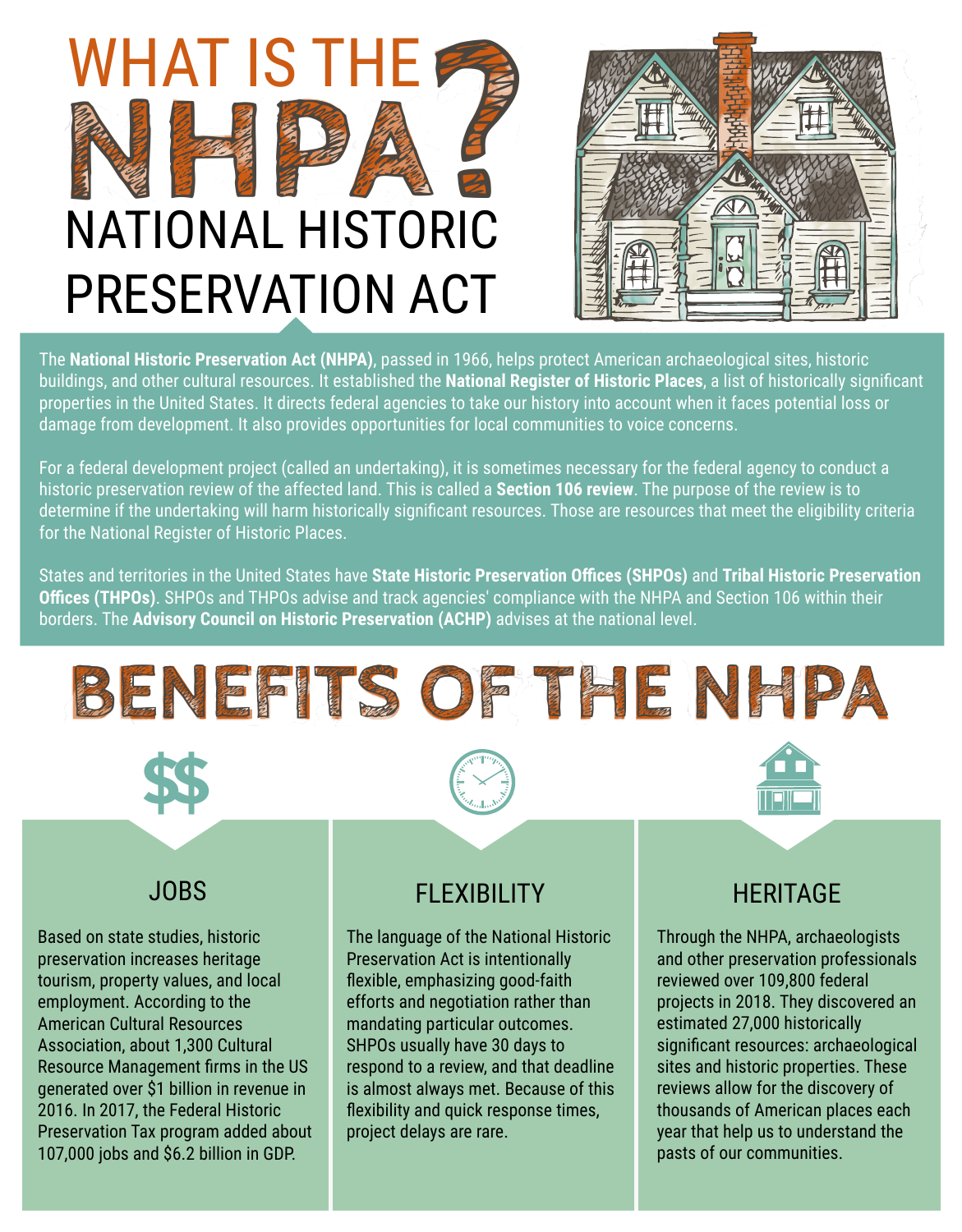# WHAT IS THE NHPA?

## NATIONAL HISTORIC PRESERVATION ACT

The **National Historic Preservation Act (NHPA)**, passed in 1966, helps protect American archaeological sites, historic buildings, and other cultural resources. It established the **National Register of Historic Places**, a list of historically significant properties in the United States. It directs federal agencies to take our history into account when it faces potential loss or damage from development. It also provides opportunities for local communities to voice concerns.

For a federal development project (called an undertaking), it is sometimes necessary for the federal agency to conduct a historic preservation review of the affected land. This is called a **Section 106 review**. The purpose of the review is to determine if the undertaking will harm historically significant resources. Those are resources that meet the eligibility criteria for the National Register of Historic Places.

States and territories in the United States have **State Historic Preservation Offices (SHPOs)** and **Tribal Historic Preservation Offices (THPOs)**. SHPOs and THPOs advise and track agencies' compliance with the NHPA and Section 106 within their borders. The **Advisory Council on Historic Preservation (ACHP)** advises at the national level.

# BENEFITS OF THE NHPA

### JOBS

Based on state studies, historic preservation increases heritage tourism, property values, and local employment. According to the American Cultural Resources Association, about 1,300 Cultural Resource Management firms in the US generated over $1 billion in revenue in 2016. In 2017, the Federal Historic Preservation Tax program added about 107,000 jobs and $6.2 billion in GDP.

### FLEXIBILITY

The language of the National Historic Preservation Act is intentionally flexible, emphasizing good-faith efforts and negotiation rather than mandating particular outcomes. SHPOs usually have 30 days to respond to a review, and that deadline is almost always met. Because of this flexibility and quick response times, project delays are rare.

### HERITAGE

Through the NHPA, archaeologists and other preservation professionals reviewed over 109,800 federal projects in 2018. They discovered an estimated 27,000 historically significant resources: archaeological sites and historic properties. These reviews allow for the discovery of thousands of American places each year that help us to understand the pasts of our communities.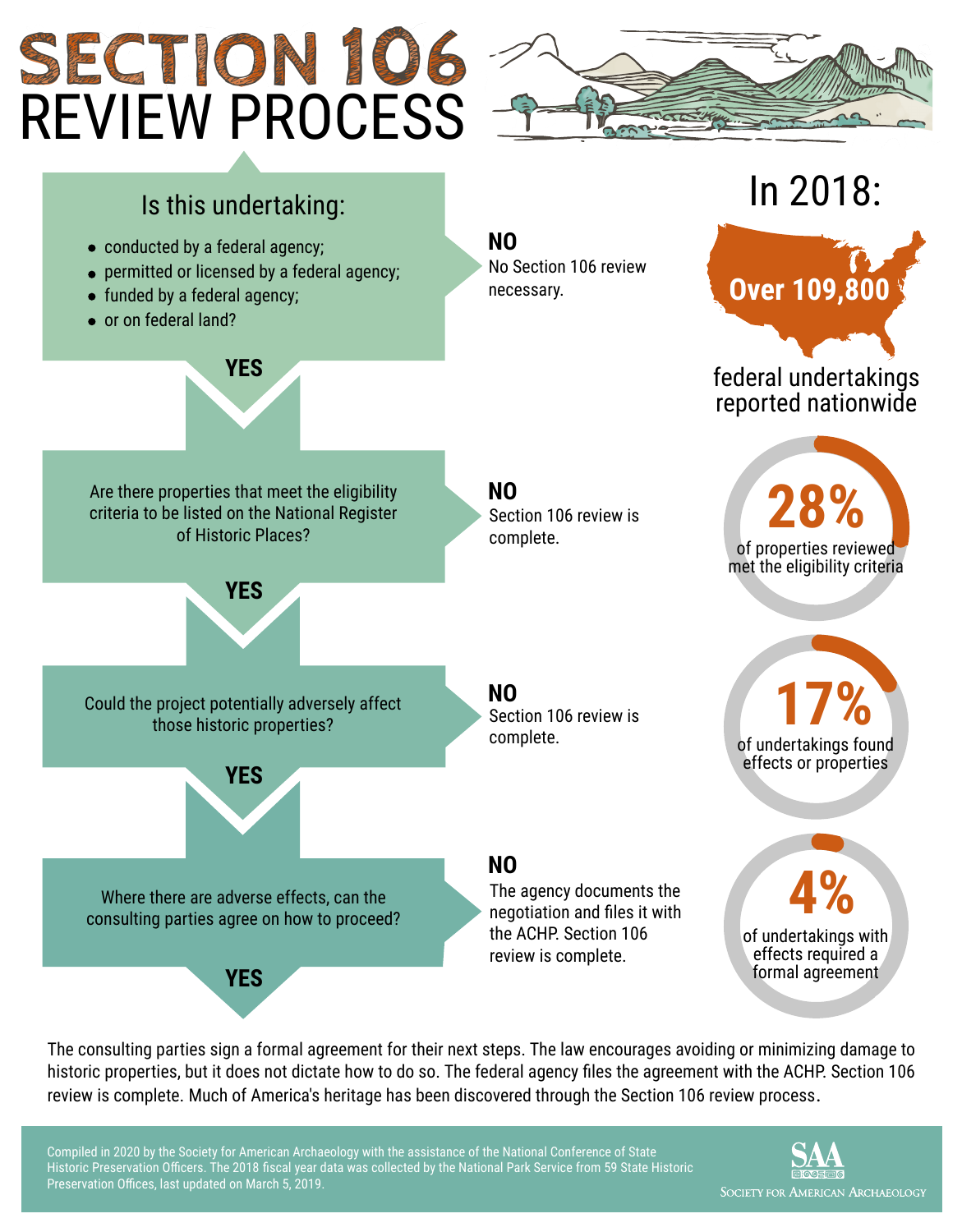# SECTION 106 REVIEW PROCESS

**Is this undertaking:**

- conducted by a federal agency;
- permitted or licensed by a federal agency;
- funded by a federal agency;
- or on federal land?

**NO**
No Section 106 review necessary.

**YES**

Are there properties that meet the eligibility criteria to be listed on the National Register of Historic Places?

**NO**
Section 106 review is complete.

**YES**

Could the project potentially adversely affect those historic properties?

**NO**
Section 106 review is complete.

**YES**

Where there are adverse effects, can the consulting parties agree on how to proceed?

**NO**
The agency documents the negotiation and files it with the ACHP. Section 106 review is complete.

**YES**

## In 2018:

**Over 109,800**
federal undertakings reported nationwide

**28%**
of properties reviewed met the eligibility criteria

**17%**
of undertakings found effects or properties

**4%**
of undertakings with effects required a formal agreement

The consulting parties sign a formal agreement for their next steps. The law encourages avoiding or minimizing damage to historic properties, but it does not dictate how to do so. The federal agency files the agreement with the ACHP. Section 106 review is complete. Much of America's heritage has been discovered through the Section 106 review process.

Compiled in 2020 by the Society for American Archaeology with the assistance of the National Conference of State Historic Preservation Officers. The 2018 fiscal year data was collected by the National Park Service from 59 State Historic Preservation Offices, last updated on March 5, 2019.

SAA
Society for American Archaeology